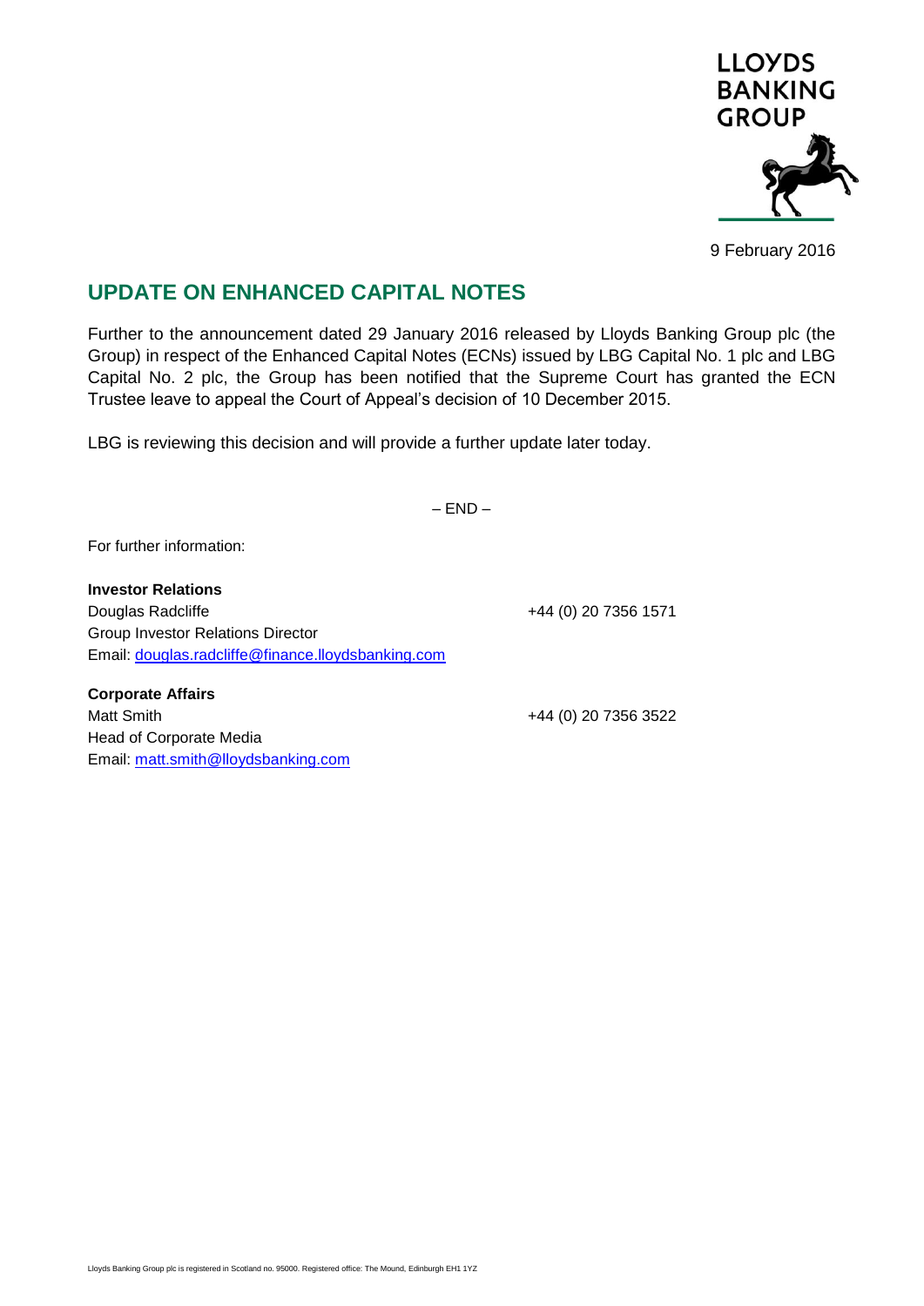LLOYDS BANKING GROUP

9 February 2016

## UPDATE ON ENHANCED CAPITAL NOTES

Further to the announcement dated 29 January 2016 released by Lloyds Banking Group plc (the Group) in respect of the Enhanced Capital Notes (ECNs) issued by LBG Capital No. 1 plc and LBG Capital No. 2 plc, the Group has been notified that the Supreme Court has granted the ECN Trustee leave to appeal the Court of Appeal's decision of 10 December 2015.

LBG is reviewing this decision and will provide a further update later today.

– END –

For further information:

**Investor Relations**
Douglas Radcliffe — +44 (0) 20 7356 1571
Group Investor Relations Director
Email: douglas.radcliffe@finance.lloydsbanking.com

**Corporate Affairs**
Matt Smith — +44 (0) 20 7356 3522
Head of Corporate Media
Email: matt.smith@lloydsbanking.com

Lloyds Banking Group plc is registered in Scotland no. 95000. Registered office: The Mound, Edinburgh EH1 1YZ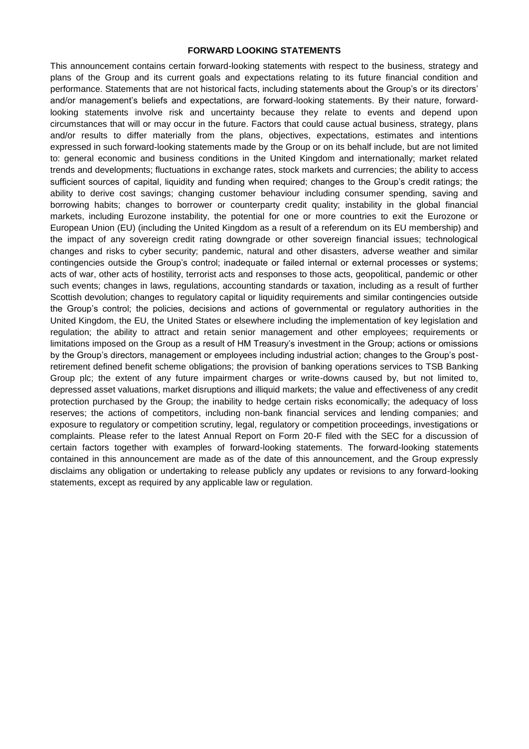## FORWARD LOOKING STATEMENTS

This announcement contains certain forward-looking statements with respect to the business, strategy and plans of the Group and its current goals and expectations relating to its future financial condition and performance. Statements that are not historical facts, including statements about the Group's or its directors' and/or management's beliefs and expectations, are forward-looking statements. By their nature, forward-looking statements involve risk and uncertainty because they relate to events and depend upon circumstances that will or may occur in the future. Factors that could cause actual business, strategy, plans and/or results to differ materially from the plans, objectives, expectations, estimates and intentions expressed in such forward-looking statements made by the Group or on its behalf include, but are not limited to: general economic and business conditions in the United Kingdom and internationally; market related trends and developments; fluctuations in exchange rates, stock markets and currencies; the ability to access sufficient sources of capital, liquidity and funding when required; changes to the Group's credit ratings; the ability to derive cost savings; changing customer behaviour including consumer spending, saving and borrowing habits; changes to borrower or counterparty credit quality; instability in the global financial markets, including Eurozone instability, the potential for one or more countries to exit the Eurozone or European Union (EU) (including the United Kingdom as a result of a referendum on its EU membership) and the impact of any sovereign credit rating downgrade or other sovereign financial issues; technological changes and risks to cyber security; pandemic, natural and other disasters, adverse weather and similar contingencies outside the Group's control; inadequate or failed internal or external processes or systems; acts of war, other acts of hostility, terrorist acts and responses to those acts, geopolitical, pandemic or other such events; changes in laws, regulations, accounting standards or taxation, including as a result of further Scottish devolution; changes to regulatory capital or liquidity requirements and similar contingencies outside the Group's control; the policies, decisions and actions of governmental or regulatory authorities in the United Kingdom, the EU, the United States or elsewhere including the implementation of key legislation and regulation; the ability to attract and retain senior management and other employees; requirements or limitations imposed on the Group as a result of HM Treasury's investment in the Group; actions or omissions by the Group's directors, management or employees including industrial action; changes to the Group's post-retirement defined benefit scheme obligations; the provision of banking operations services to TSB Banking Group plc; the extent of any future impairment charges or write-downs caused by, but not limited to, depressed asset valuations, market disruptions and illiquid markets; the value and effectiveness of any credit protection purchased by the Group; the inability to hedge certain risks economically; the adequacy of loss reserves; the actions of competitors, including non-bank financial services and lending companies; and exposure to regulatory or competition scrutiny, legal, regulatory or competition proceedings, investigations or complaints. Please refer to the latest Annual Report on Form 20-F filed with the SEC for a discussion of certain factors together with examples of forward-looking statements. The forward-looking statements contained in this announcement are made as of the date of this announcement, and the Group expressly disclaims any obligation or undertaking to release publicly any updates or revisions to any forward-looking statements, except as required by any applicable law or regulation.